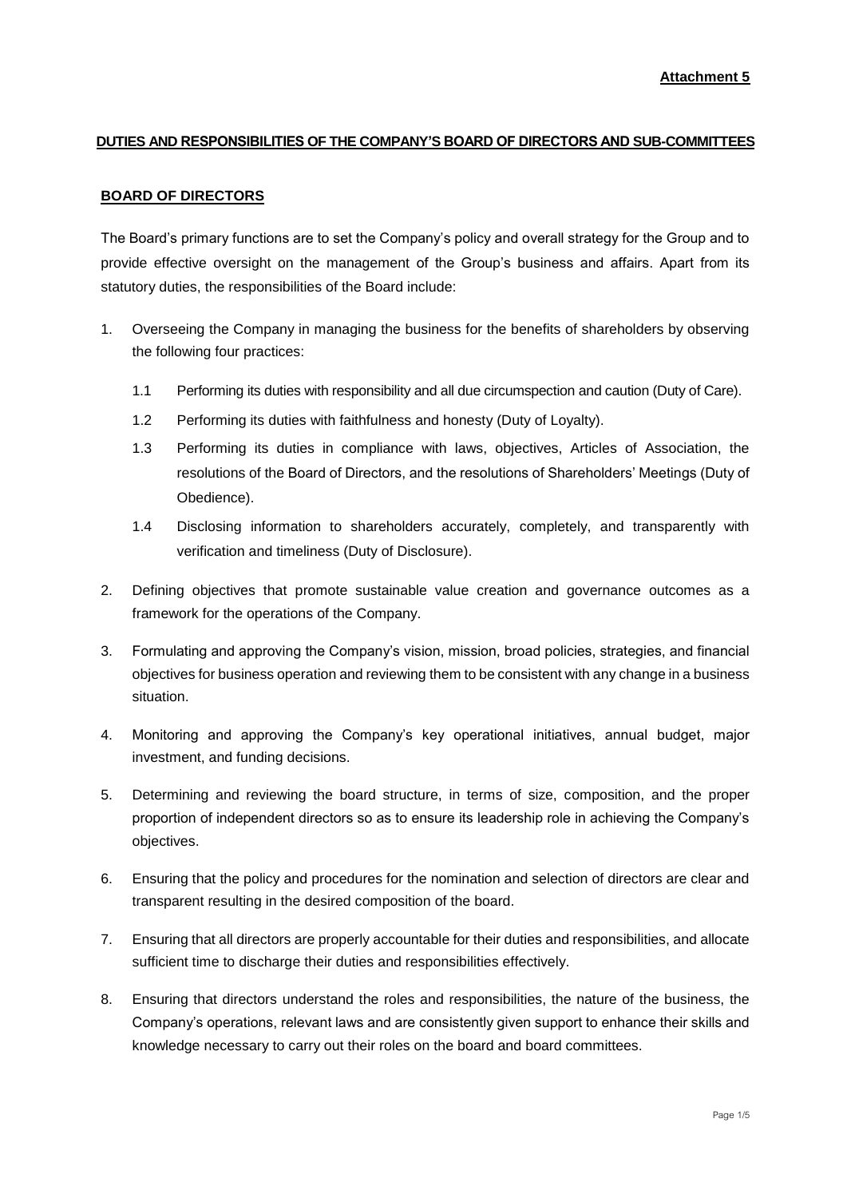**Attachment 5**

## DUTIES AND RESPONSIBILITIES OF THE COMPANY'S BOARD OF DIRECTORS AND SUB-COMMITTEES

### BOARD OF DIRECTORS

The Board's primary functions are to set the Company's policy and overall strategy for the Group and to provide effective oversight on the management of the Group's business and affairs. Apart from its statutory duties, the responsibilities of the Board include:

1. Overseeing the Company in managing the business for the benefits of shareholders by observing the following four practices:
   - 1.1 Performing its duties with responsibility and all due circumspection and caution (Duty of Care).
   - 1.2 Performing its duties with faithfulness and honesty (Duty of Loyalty).
   - 1.3 Performing its duties in compliance with laws, objectives, Articles of Association, the resolutions of the Board of Directors, and the resolutions of Shareholders' Meetings (Duty of Obedience).
   - 1.4 Disclosing information to shareholders accurately, completely, and transparently with verification and timeliness (Duty of Disclosure).
2. Defining objectives that promote sustainable value creation and governance outcomes as a framework for the operations of the Company.
3. Formulating and approving the Company's vision, mission, broad policies, strategies, and financial objectives for business operation and reviewing them to be consistent with any change in a business situation.
4. Monitoring and approving the Company's key operational initiatives, annual budget, major investment, and funding decisions.
5. Determining and reviewing the board structure, in terms of size, composition, and the proper proportion of independent directors so as to ensure its leadership role in achieving the Company's objectives.
6. Ensuring that the policy and procedures for the nomination and selection of directors are clear and transparent resulting in the desired composition of the board.
7. Ensuring that all directors are properly accountable for their duties and responsibilities, and allocate sufficient time to discharge their duties and responsibilities effectively.
8. Ensuring that directors understand the roles and responsibilities, the nature of the business, the Company's operations, relevant laws and are consistently given support to enhance their skills and knowledge necessary to carry out their roles on the board and board committees.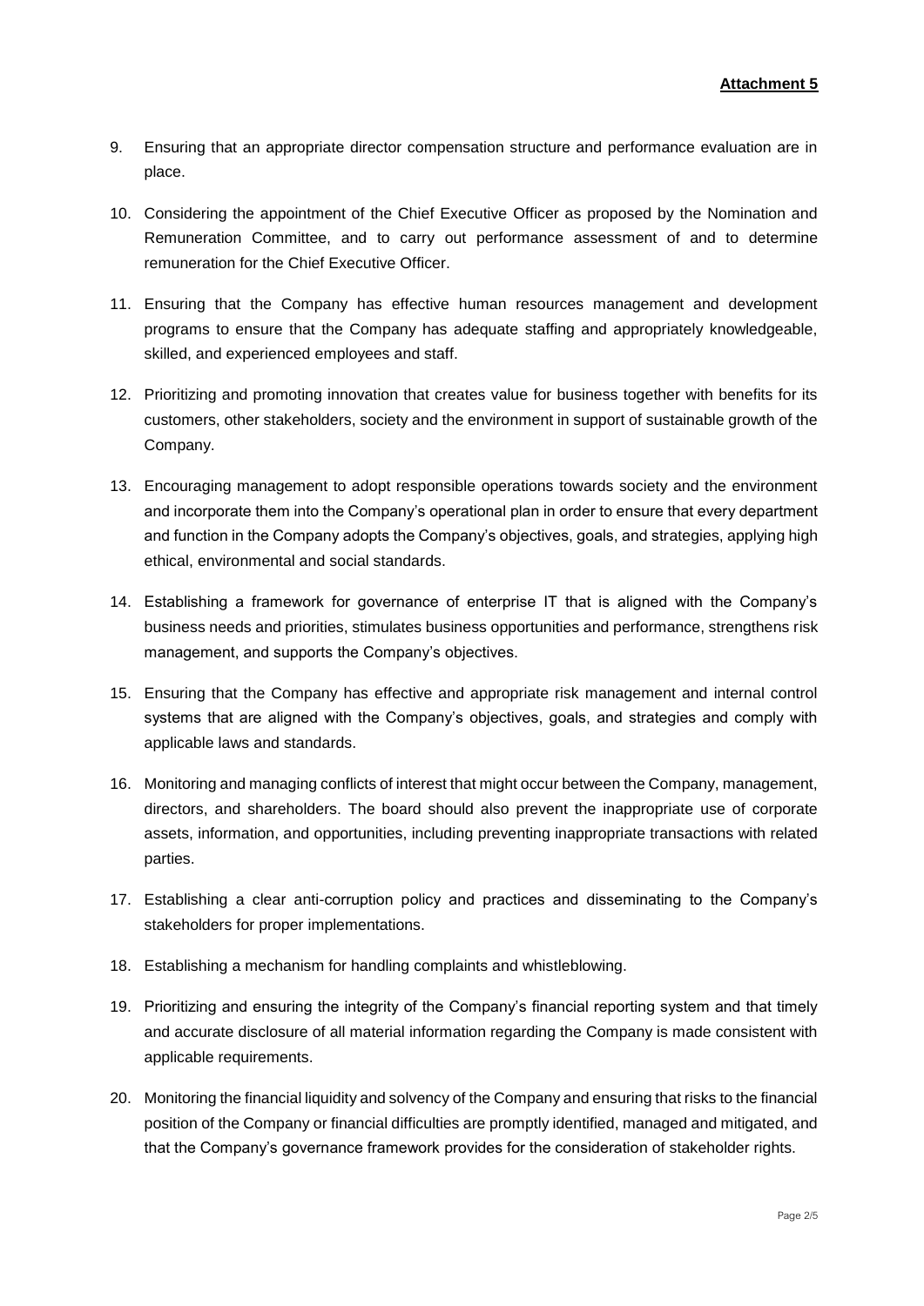**Attachment 5**

9. Ensuring that an appropriate director compensation structure and performance evaluation are in place.
10. Considering the appointment of the Chief Executive Officer as proposed by the Nomination and Remuneration Committee, and to carry out performance assessment of and to determine remuneration for the Chief Executive Officer.
11. Ensuring that the Company has effective human resources management and development programs to ensure that the Company has adequate staffing and appropriately knowledgeable, skilled, and experienced employees and staff.
12. Prioritizing and promoting innovation that creates value for business together with benefits for its customers, other stakeholders, society and the environment in support of sustainable growth of the Company.
13. Encouraging management to adopt responsible operations towards society and the environment and incorporate them into the Company's operational plan in order to ensure that every department and function in the Company adopts the Company's objectives, goals, and strategies, applying high ethical, environmental and social standards.
14. Establishing a framework for governance of enterprise IT that is aligned with the Company's business needs and priorities, stimulates business opportunities and performance, strengthens risk management, and supports the Company's objectives.
15. Ensuring that the Company has effective and appropriate risk management and internal control systems that are aligned with the Company's objectives, goals, and strategies and comply with applicable laws and standards.
16. Monitoring and managing conflicts of interest that might occur between the Company, management, directors, and shareholders. The board should also prevent the inappropriate use of corporate assets, information, and opportunities, including preventing inappropriate transactions with related parties.
17. Establishing a clear anti-corruption policy and practices and disseminating to the Company's stakeholders for proper implementations.
18. Establishing a mechanism for handling complaints and whistleblowing.
19. Prioritizing and ensuring the integrity of the Company's financial reporting system and that timely and accurate disclosure of all material information regarding the Company is made consistent with applicable requirements.
20. Monitoring the financial liquidity and solvency of the Company and ensuring that risks to the financial position of the Company or financial difficulties are promptly identified, managed and mitigated, and that the Company's governance framework provides for the consideration of stakeholder rights.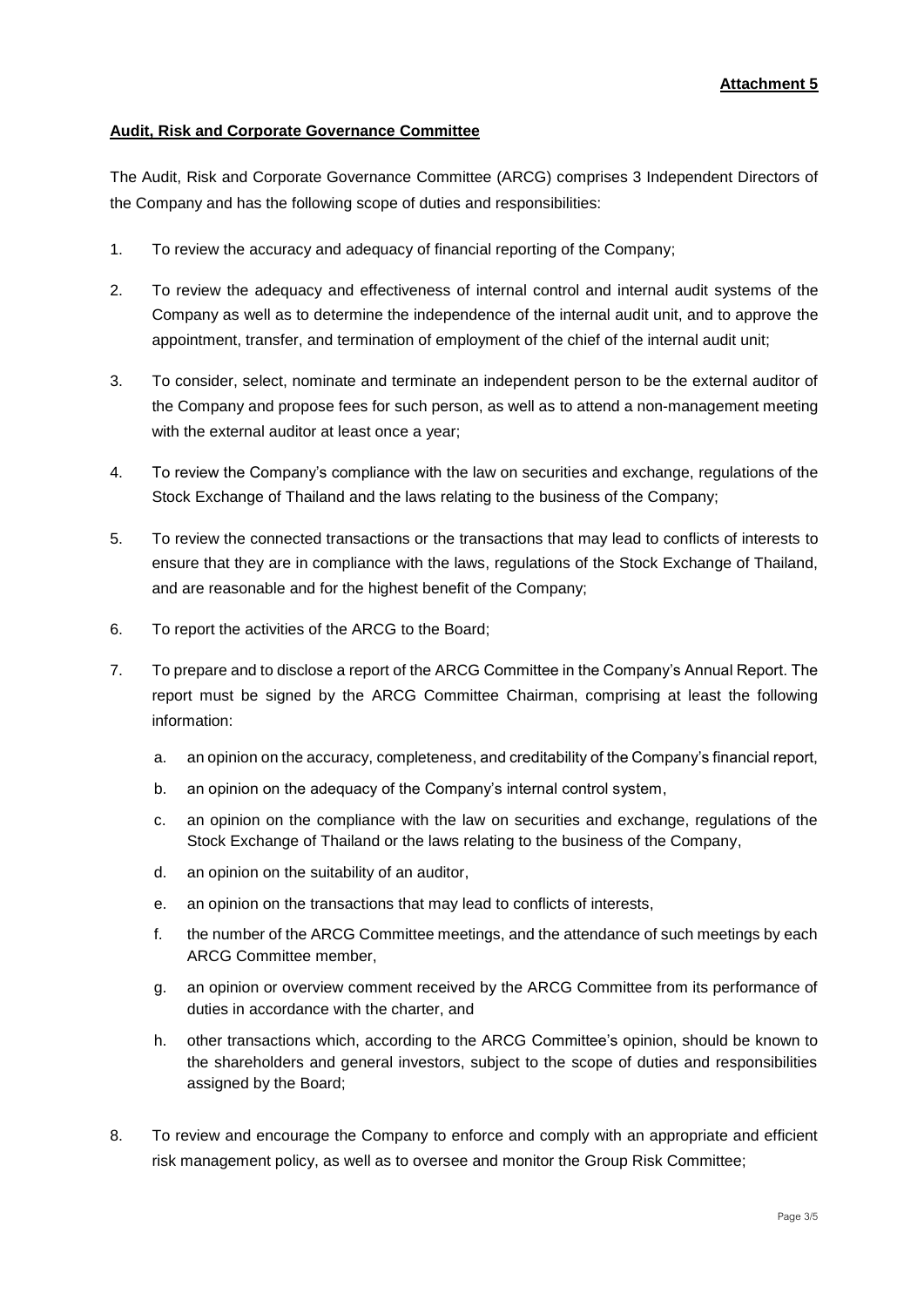**Attachment 5**

**Audit, Risk and Corporate Governance Committee**

The Audit, Risk and Corporate Governance Committee (ARCG) comprises 3 Independent Directors of the Company and has the following scope of duties and responsibilities:

1. To review the accuracy and adequacy of financial reporting of the Company;
2. To review the adequacy and effectiveness of internal control and internal audit systems of the Company as well as to determine the independence of the internal audit unit, and to approve the appointment, transfer, and termination of employment of the chief of the internal audit unit;
3. To consider, select, nominate and terminate an independent person to be the external auditor of the Company and propose fees for such person, as well as to attend a non-management meeting with the external auditor at least once a year;
4. To review the Company's compliance with the law on securities and exchange, regulations of the Stock Exchange of Thailand and the laws relating to the business of the Company;
5. To review the connected transactions or the transactions that may lead to conflicts of interests to ensure that they are in compliance with the laws, regulations of the Stock Exchange of Thailand, and are reasonable and for the highest benefit of the Company;
6. To report the activities of the ARCG to the Board;
7. To prepare and to disclose a report of the ARCG Committee in the Company's Annual Report. The report must be signed by the ARCG Committee Chairman, comprising at least the following information:
   a. an opinion on the accuracy, completeness, and creditability of the Company's financial report,
   b. an opinion on the adequacy of the Company's internal control system,
   c. an opinion on the compliance with the law on securities and exchange, regulations of the Stock Exchange of Thailand or the laws relating to the business of the Company,
   d. an opinion on the suitability of an auditor,
   e. an opinion on the transactions that may lead to conflicts of interests,
   f. the number of the ARCG Committee meetings, and the attendance of such meetings by each ARCG Committee member,
   g. an opinion or overview comment received by the ARCG Committee from its performance of duties in accordance with the charter, and
   h. other transactions which, according to the ARCG Committee's opinion, should be known to the shareholders and general investors, subject to the scope of duties and responsibilities assigned by the Board;
8. To review and encourage the Company to enforce and comply with an appropriate and efficient risk management policy, as well as to oversee and monitor the Group Risk Committee;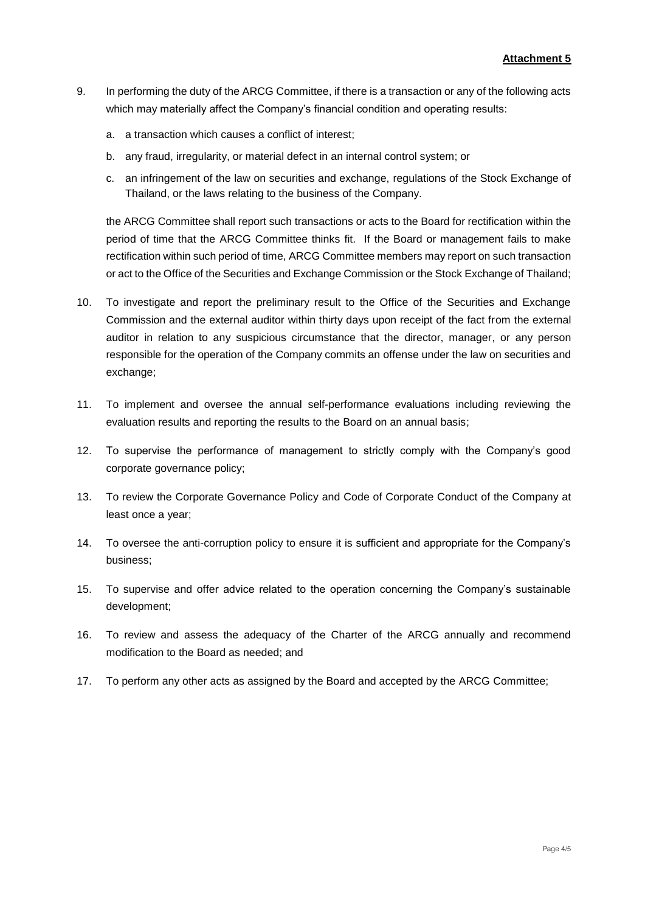**Attachment 5**

9. In performing the duty of the ARCG Committee, if there is a transaction or any of the following acts which may materially affect the Company's financial condition and operating results:

   a. a transaction which causes a conflict of interest;

   b. any fraud, irregularity, or material defect in an internal control system; or

   c. an infringement of the law on securities and exchange, regulations of the Stock Exchange of Thailand, or the laws relating to the business of the Company.

   the ARCG Committee shall report such transactions or acts to the Board for rectification within the period of time that the ARCG Committee thinks fit. If the Board or management fails to make rectification within such period of time, ARCG Committee members may report on such transaction or act to the Office of the Securities and Exchange Commission or the Stock Exchange of Thailand;

10. To investigate and report the preliminary result to the Office of the Securities and Exchange Commission and the external auditor within thirty days upon receipt of the fact from the external auditor in relation to any suspicious circumstance that the director, manager, or any person responsible for the operation of the Company commits an offense under the law on securities and exchange;

11. To implement and oversee the annual self-performance evaluations including reviewing the evaluation results and reporting the results to the Board on an annual basis;

12. To supervise the performance of management to strictly comply with the Company's good corporate governance policy;

13. To review the Corporate Governance Policy and Code of Corporate Conduct of the Company at least once a year;

14. To oversee the anti-corruption policy to ensure it is sufficient and appropriate for the Company's business;

15. To supervise and offer advice related to the operation concerning the Company's sustainable development;

16. To review and assess the adequacy of the Charter of the ARCG annually and recommend modification to the Board as needed; and

17. To perform any other acts as assigned by the Board and accepted by the ARCG Committee;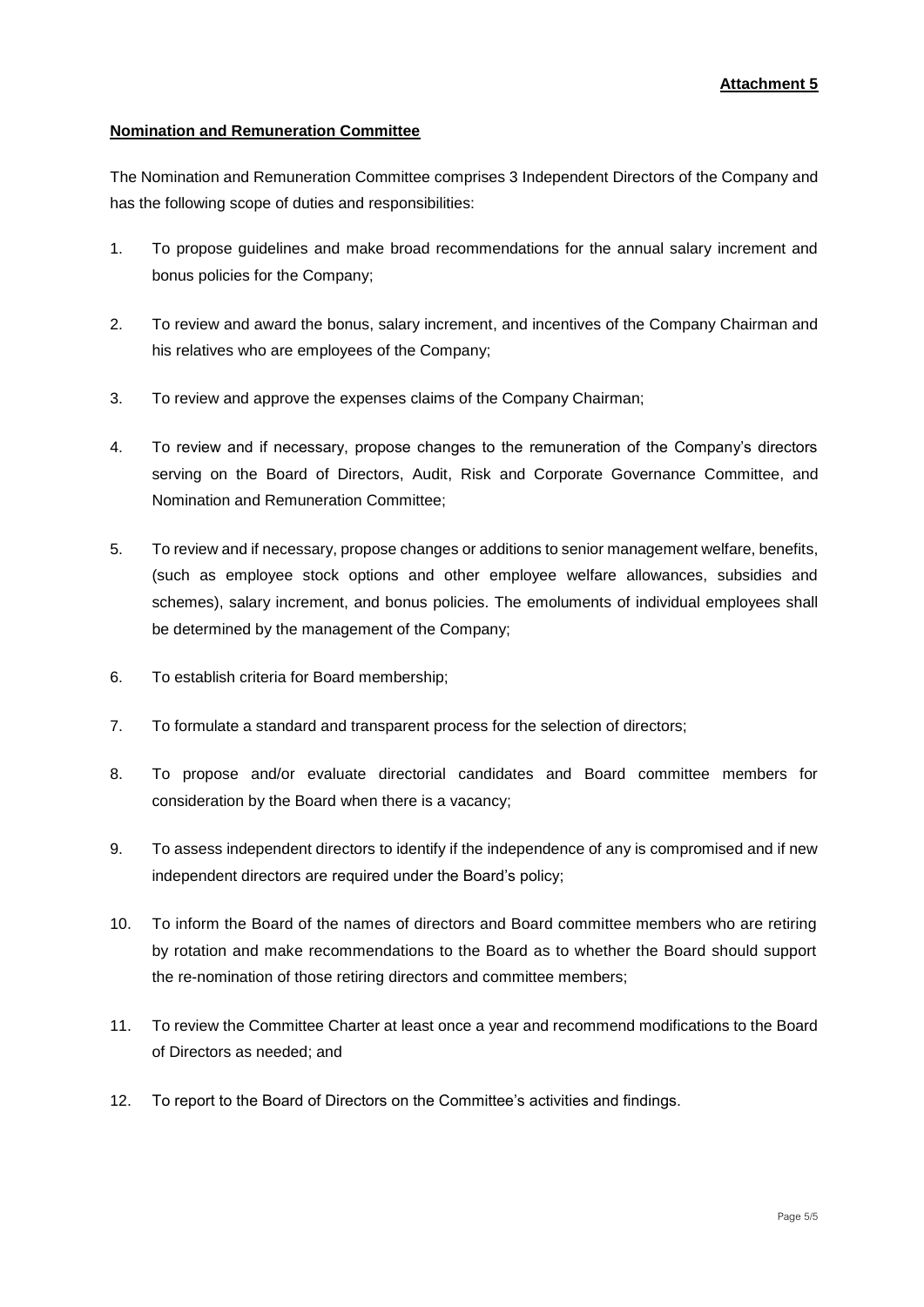**Attachment 5**

**Nomination and Remuneration Committee**

The Nomination and Remuneration Committee comprises 3 Independent Directors of the Company and has the following scope of duties and responsibilities:

1. To propose guidelines and make broad recommendations for the annual salary increment and bonus policies for the Company;

2. To review and award the bonus, salary increment, and incentives of the Company Chairman and his relatives who are employees of the Company;

3. To review and approve the expenses claims of the Company Chairman;

4. To review and if necessary, propose changes to the remuneration of the Company's directors serving on the Board of Directors, Audit, Risk and Corporate Governance Committee, and Nomination and Remuneration Committee;

5. To review and if necessary, propose changes or additions to senior management welfare, benefits, (such as employee stock options and other employee welfare allowances, subsidies and schemes), salary increment, and bonus policies. The emoluments of individual employees shall be determined by the management of the Company;

6. To establish criteria for Board membership;

7. To formulate a standard and transparent process for the selection of directors;

8. To propose and/or evaluate directorial candidates and Board committee members for consideration by the Board when there is a vacancy;

9. To assess independent directors to identify if the independence of any is compromised and if new independent directors are required under the Board's policy;

10. To inform the Board of the names of directors and Board committee members who are retiring by rotation and make recommendations to the Board as to whether the Board should support the re-nomination of those retiring directors and committee members;

11. To review the Committee Charter at least once a year and recommend modifications to the Board of Directors as needed; and

12. To report to the Board of Directors on the Committee's activities and findings.